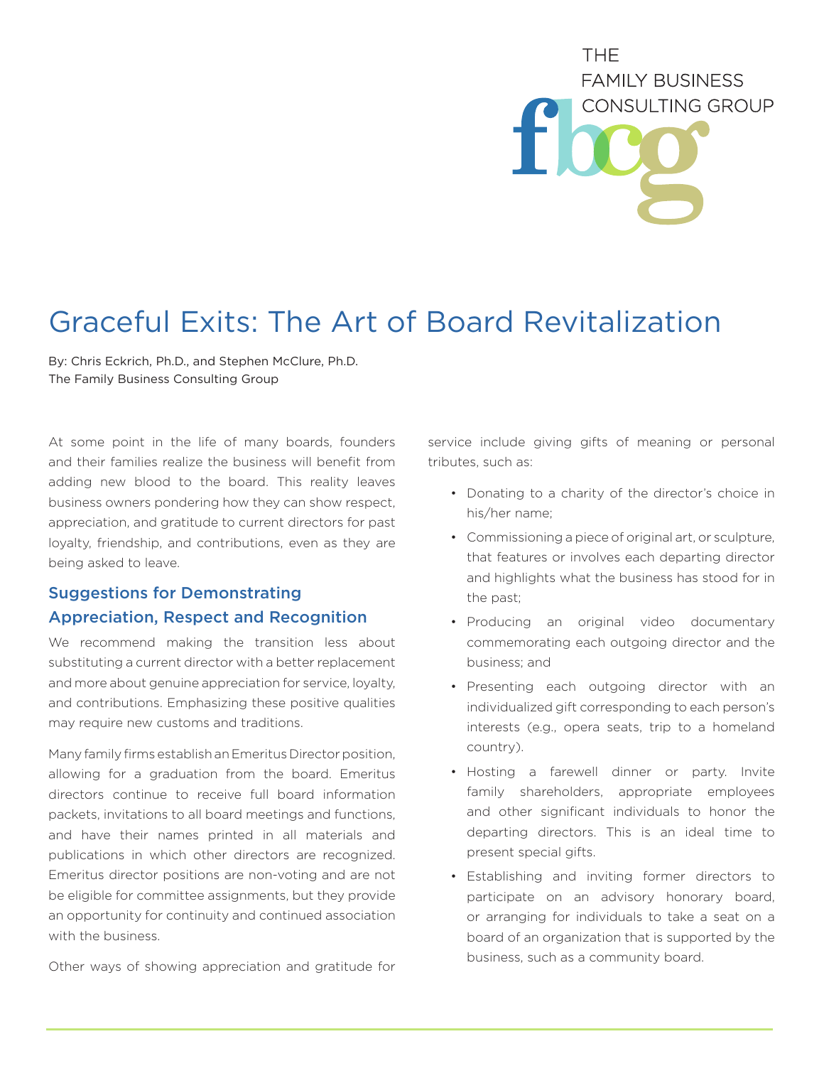THE FAMILY BUSINESS CONSULTING GROUP

# Graceful Exits: The Art of Board Revitalization

By: Chris Eckrich, Ph.D., and Stephen McClure, Ph.D.
The Family Business Consulting Group

At some point in the life of many boards, founders and their families realize the business will benefit from adding new blood to the board. This reality leaves business owners pondering how they can show respect, appreciation, and gratitude to current directors for past loyalty, friendship, and contributions, even as they are being asked to leave.

## Suggestions for Demonstrating Appreciation, Respect and Recognition

We recommend making the transition less about substituting a current director with a better replacement and more about genuine appreciation for service, loyalty, and contributions. Emphasizing these positive qualities may require new customs and traditions.

Many family firms establish an Emeritus Director position, allowing for a graduation from the board. Emeritus directors continue to receive full board information packets, invitations to all board meetings and functions, and have their names printed in all materials and publications in which other directors are recognized. Emeritus director positions are non-voting and are not be eligible for committee assignments, but they provide an opportunity for continuity and continued association with the business.

Other ways of showing appreciation and gratitude for service include giving gifts of meaning or personal tributes, such as:

- Donating to a charity of the director's choice in his/her name;
- Commissioning a piece of original art, or sculpture, that features or involves each departing director and highlights what the business has stood for in the past;
- Producing an original video documentary commemorating each outgoing director and the business; and
- Presenting each outgoing director with an individualized gift corresponding to each person's interests (e.g., opera seats, trip to a homeland country).
- Hosting a farewell dinner or party. Invite family shareholders, appropriate employees and other significant individuals to honor the departing directors. This is an ideal time to present special gifts.
- Establishing and inviting former directors to participate on an advisory honorary board, or arranging for individuals to take a seat on a board of an organization that is supported by the business, such as a community board.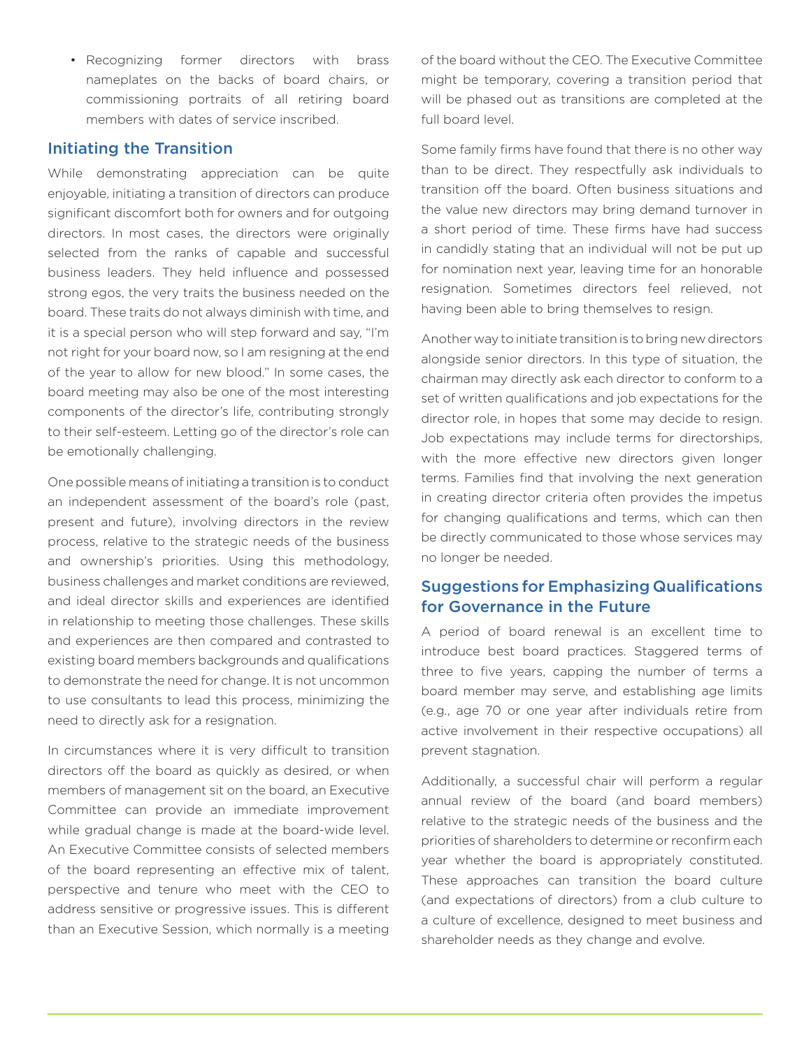- Recognizing former directors with brass nameplates on the backs of board chairs, or commissioning portraits of all retiring board members with dates of service inscribed.

## Initiating the Transition

While demonstrating appreciation can be quite enjoyable, initiating a transition of directors can produce significant discomfort both for owners and for outgoing directors. In most cases, the directors were originally selected from the ranks of capable and successful business leaders. They held influence and possessed strong egos, the very traits the business needed on the board. These traits do not always diminish with time, and it is a special person who will step forward and say, "I'm not right for your board now, so I am resigning at the end of the year to allow for new blood." In some cases, the board meeting may also be one of the most interesting components of the director's life, contributing strongly to their self-esteem. Letting go of the director's role can be emotionally challenging.

One possible means of initiating a transition is to conduct an independent assessment of the board's role (past, present and future), involving directors in the review process, relative to the strategic needs of the business and ownership's priorities. Using this methodology, business challenges and market conditions are reviewed, and ideal director skills and experiences are identified in relationship to meeting those challenges. These skills and experiences are then compared and contrasted to existing board members backgrounds and qualifications to demonstrate the need for change. It is not uncommon to use consultants to lead this process, minimizing the need to directly ask for a resignation.

In circumstances where it is very difficult to transition directors off the board as quickly as desired, or when members of management sit on the board, an Executive Committee can provide an immediate improvement while gradual change is made at the board-wide level. An Executive Committee consists of selected members of the board representing an effective mix of talent, perspective and tenure who meet with the CEO to address sensitive or progressive issues. This is different than an Executive Session, which normally is a meeting of the board without the CEO. The Executive Committee might be temporary, covering a transition period that will be phased out as transitions are completed at the full board level.

Some family firms have found that there is no other way than to be direct. They respectfully ask individuals to transition off the board. Often business situations and the value new directors may bring demand turnover in a short period of time. These firms have had success in candidly stating that an individual will not be put up for nomination next year, leaving time for an honorable resignation. Sometimes directors feel relieved, not having been able to bring themselves to resign.

Another way to initiate transition is to bring new directors alongside senior directors. In this type of situation, the chairman may directly ask each director to conform to a set of written qualifications and job expectations for the director role, in hopes that some may decide to resign. Job expectations may include terms for directorships, with the more effective new directors given longer terms. Families find that involving the next generation in creating director criteria often provides the impetus for changing qualifications and terms, which can then be directly communicated to those whose services may no longer be needed.

## Suggestions for Emphasizing Qualifications for Governance in the Future

A period of board renewal is an excellent time to introduce best board practices. Staggered terms of three to five years, capping the number of terms a board member may serve, and establishing age limits (e.g., age 70 or one year after individuals retire from active involvement in their respective occupations) all prevent stagnation.

Additionally, a successful chair will perform a regular annual review of the board (and board members) relative to the strategic needs of the business and the priorities of shareholders to determine or reconfirm each year whether the board is appropriately constituted. These approaches can transition the board culture (and expectations of directors) from a club culture to a culture of excellence, designed to meet business and shareholder needs as they change and evolve.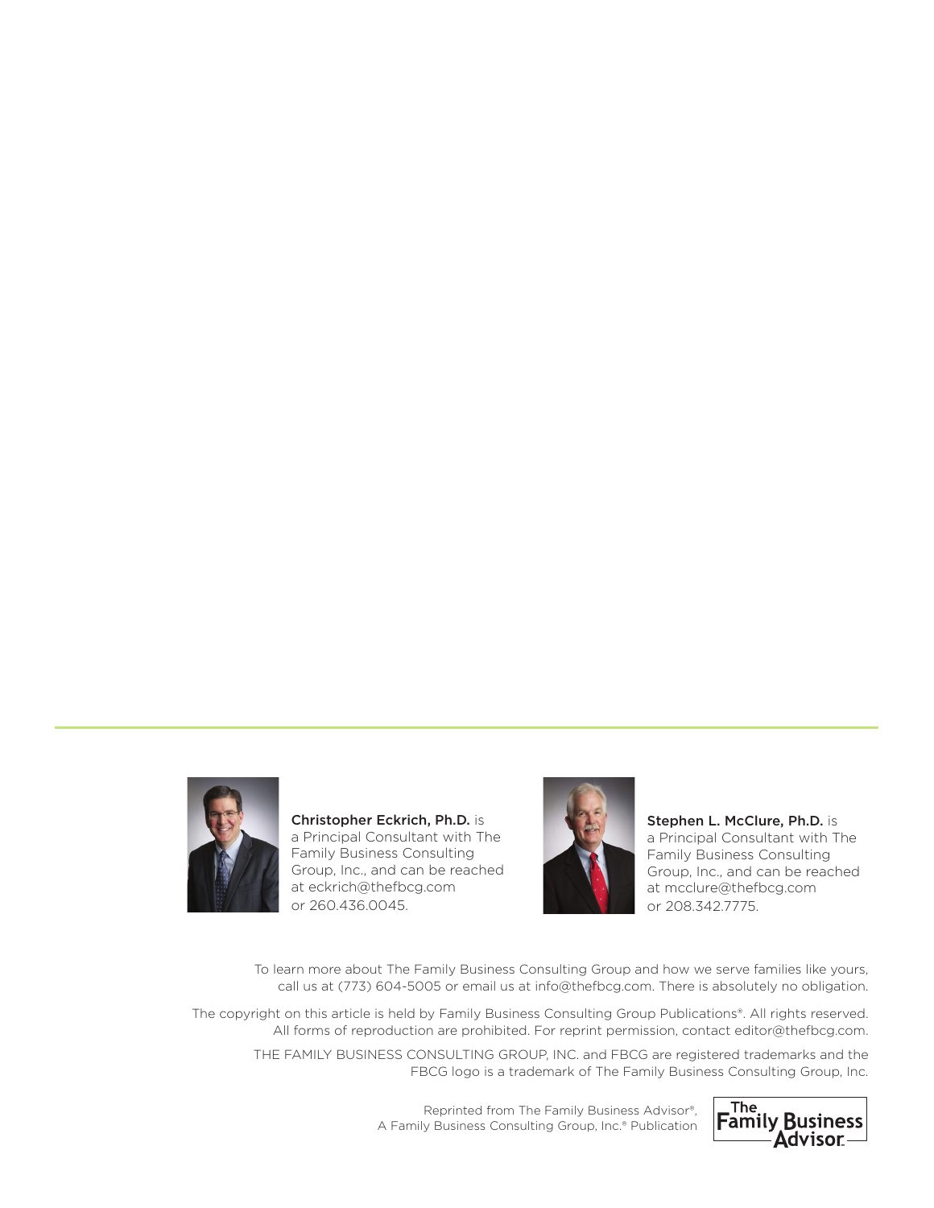**Christopher Eckrich, Ph.D.** is a Principal Consultant with The Family Business Consulting Group, Inc., and can be reached at eckrich@thefbcg.com or 260.436.0045.

**Stephen L. McClure, Ph.D.** is a Principal Consultant with The Family Business Consulting Group, Inc., and can be reached at mcclure@thefbcg.com or 208.342.7775.

To learn more about The Family Business Consulting Group and how we serve families like yours, call us at (773) 604-5005 or email us at info@thefbcg.com. There is absolutely no obligation.

The copyright on this article is held by Family Business Consulting Group Publications®. All rights reserved. All forms of reproduction are prohibited. For reprint permission, contact editor@thefbcg.com.

THE FAMILY BUSINESS CONSULTING GROUP, INC. and FBCG are registered trademarks and the FBCG logo is a trademark of The Family Business Consulting Group, Inc.

Reprinted from The Family Business Advisor®, A Family Business Consulting Group, Inc.® Publication

The Family Business Advisor